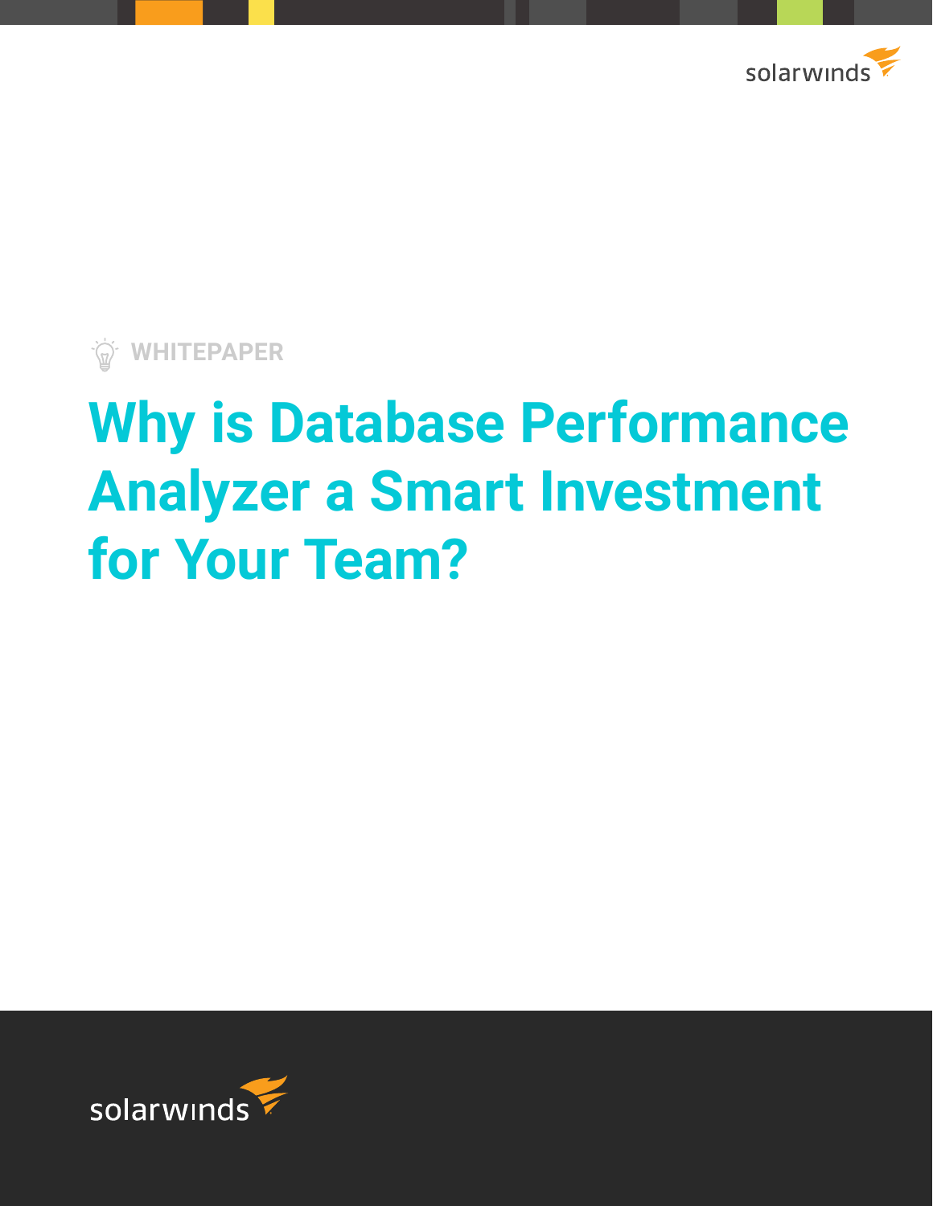solarwinds

WHITEPAPER

# Why is Database Performance Analyzer a Smart Investment for Your Team?

solarwinds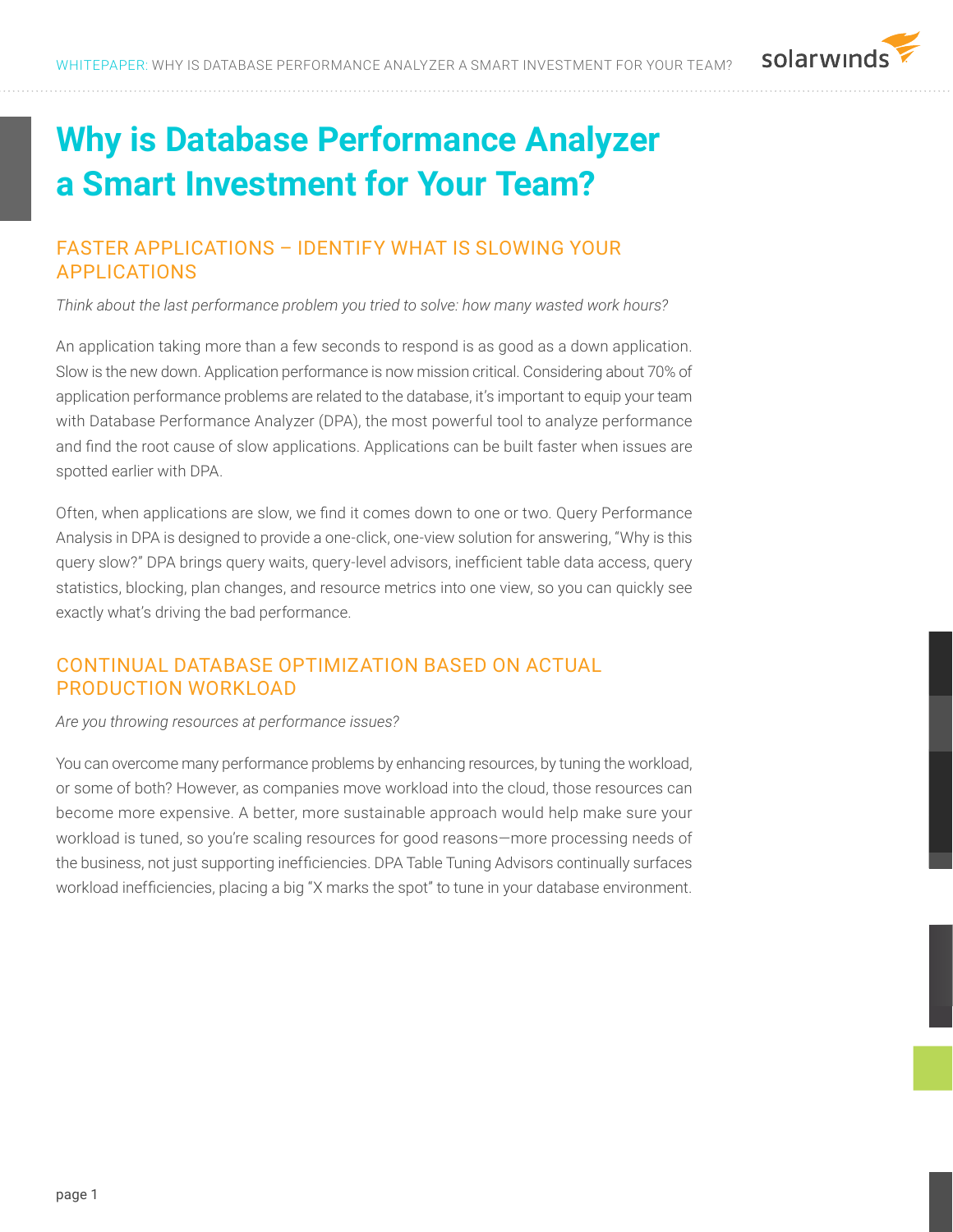# Why is Database Performance Analyzer a Smart Investment for Your Team?

## FASTER APPLICATIONS – IDENTIFY WHAT IS SLOWING YOUR APPLICATIONS

*Think about the last performance problem you tried to solve: how many wasted work hours?*

An application taking more than a few seconds to respond is as good as a down application. Slow is the new down. Application performance is now mission critical. Considering about 70% of application performance problems are related to the database, it's important to equip your team with Database Performance Analyzer (DPA), the most powerful tool to analyze performance and find the root cause of slow applications. Applications can be built faster when issues are spotted earlier with DPA.

Often, when applications are slow, we find it comes down to one or two. Query Performance Analysis in DPA is designed to provide a one-click, one-view solution for answering, "Why is this query slow?" DPA brings query waits, query-level advisors, inefficient table data access, query statistics, blocking, plan changes, and resource metrics into one view, so you can quickly see exactly what's driving the bad performance.

## CONTINUAL DATABASE OPTIMIZATION BASED ON ACTUAL PRODUCTION WORKLOAD

*Are you throwing resources at performance issues?*

You can overcome many performance problems by enhancing resources, by tuning the workload, or some of both? However, as companies move workload into the cloud, those resources can become more expensive. A better, more sustainable approach would help make sure your workload is tuned, so you're scaling resources for good reasons—more processing needs of the business, not just supporting inefficiencies. DPA Table Tuning Advisors continually surfaces workload inefficiencies, placing a big "X marks the spot" to tune in your database environment.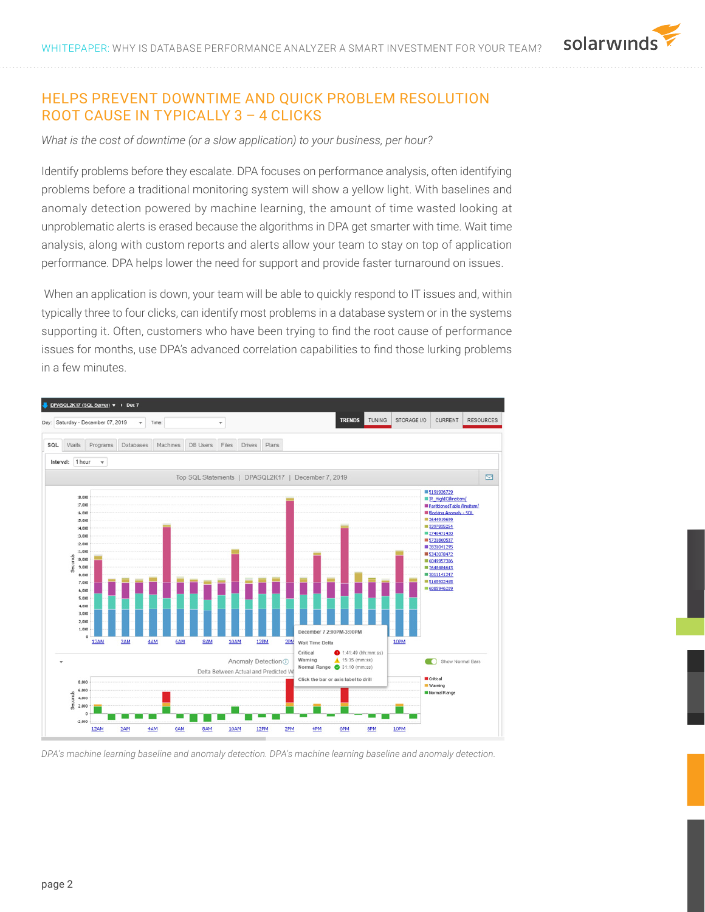## HELPS PREVENT DOWNTIME AND QUICK PROBLEM RESOLUTION ROOT CAUSE IN TYPICALLY 3 – 4 CLICKS

*What is the cost of downtime (or a slow application) to your business, per hour?*

Identify problems before they escalate. DPA focuses on performance analysis, often identifying problems before a traditional monitoring system will show a yellow light. With baselines and anomaly detection powered by machine learning, the amount of time wasted looking at unproblematic alerts is erased because the algorithms in DPA get smarter with time. Wait time analysis, along with custom reports and alerts allow your team to stay on top of application performance. DPA helps lower the need for support and provide faster turnaround on issues.

When an application is down, your team will be able to quickly respond to IT issues and, within typically three to four clicks, can identify most problems in a database system or in the systems supporting it. Often, customers who have been trying to find the root cause of performance issues for months, use DPA's advanced correlation capabilities to find those lurking problems in a few minutes.

*DPA's machine learning baseline and anomaly detection. DPA's machine learning baseline and anomaly detection.*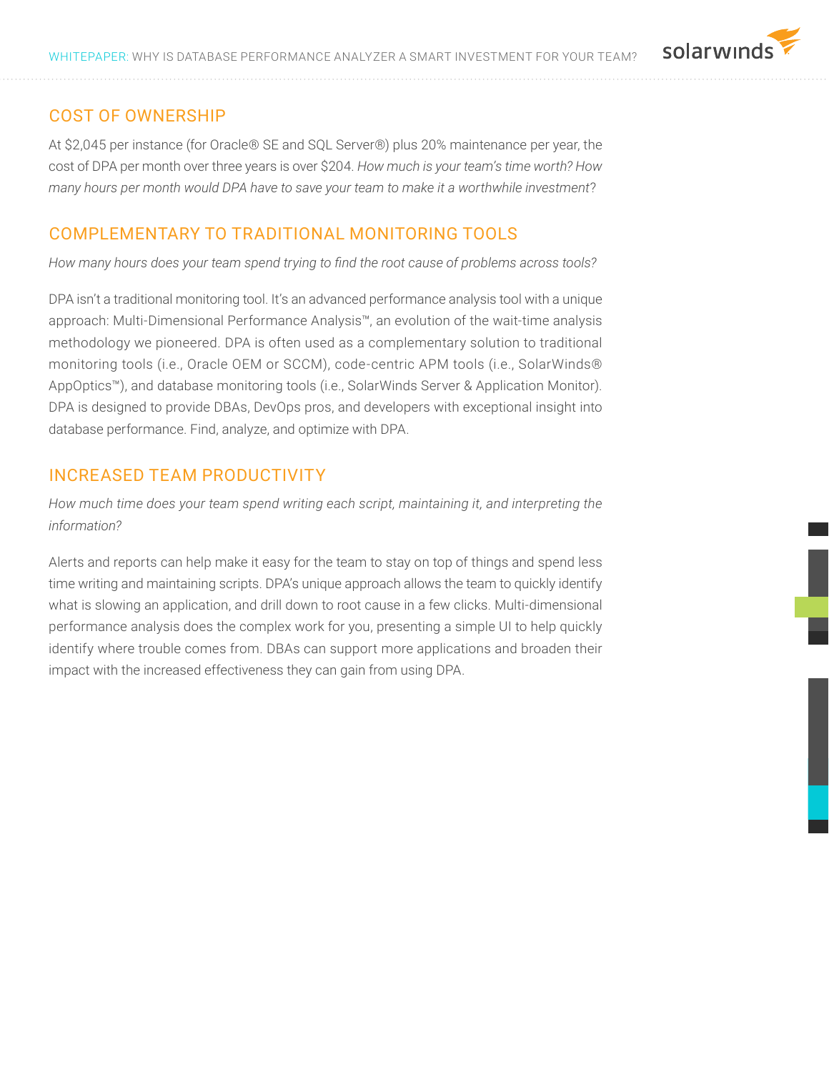## COST OF OWNERSHIP

At $2,045 per instance (for Oracle® SE and SQL Server®) plus 20% maintenance per year, the cost of DPA per month over three years is over $204. *How much is your team's time worth? How many hours per month would DPA have to save your team to make it a worthwhile investment*?

## COMPLEMENTARY TO TRADITIONAL MONITORING TOOLS

*How many hours does your team spend trying to find the root cause of problems across tools?*

DPA isn't a traditional monitoring tool. It's an advanced performance analysis tool with a unique approach: Multi-Dimensional Performance Analysis™, an evolution of the wait-time analysis methodology we pioneered. DPA is often used as a complementary solution to traditional monitoring tools (i.e., Oracle OEM or SCCM), code-centric APM tools (i.e., SolarWinds® AppOptics™), and database monitoring tools (i.e., SolarWinds Server & Application Monitor). DPA is designed to provide DBAs, DevOps pros, and developers with exceptional insight into database performance. Find, analyze, and optimize with DPA.

## INCREASED TEAM PRODUCTIVITY

*How much time does your team spend writing each script, maintaining it, and interpreting the information?*

Alerts and reports can help make it easy for the team to stay on top of things and spend less time writing and maintaining scripts. DPA's unique approach allows the team to quickly identify what is slowing an application, and drill down to root cause in a few clicks. Multi-dimensional performance analysis does the complex work for you, presenting a simple UI to help quickly identify where trouble comes from. DBAs can support more applications and broaden their impact with the increased effectiveness they can gain from using DPA.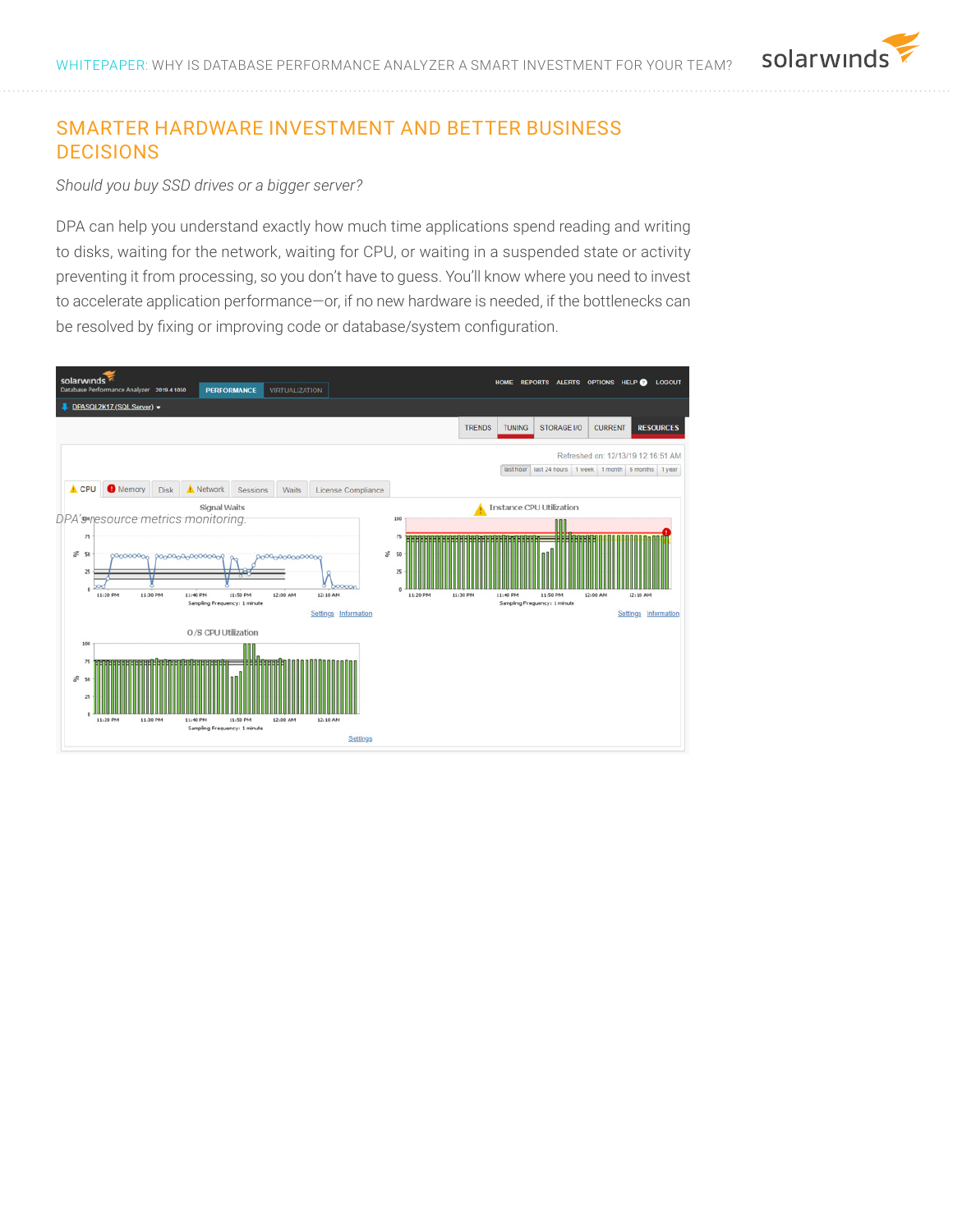## SMARTER HARDWARE INVESTMENT AND BETTER BUSINESS DECISIONS

*Should you buy SSD drives or a bigger server?*

DPA can help you understand exactly how much time applications spend reading and writing to disks, waiting for the network, waiting for CPU, or waiting in a suspended state or activity preventing it from processing, so you don't have to guess. You'll know where you need to invest to accelerate application performance—or, if no new hardware is needed, if the bottlenecks can be resolved by fixing or improving code or database/system configuration.

*DPA's resource metrics monitoring.*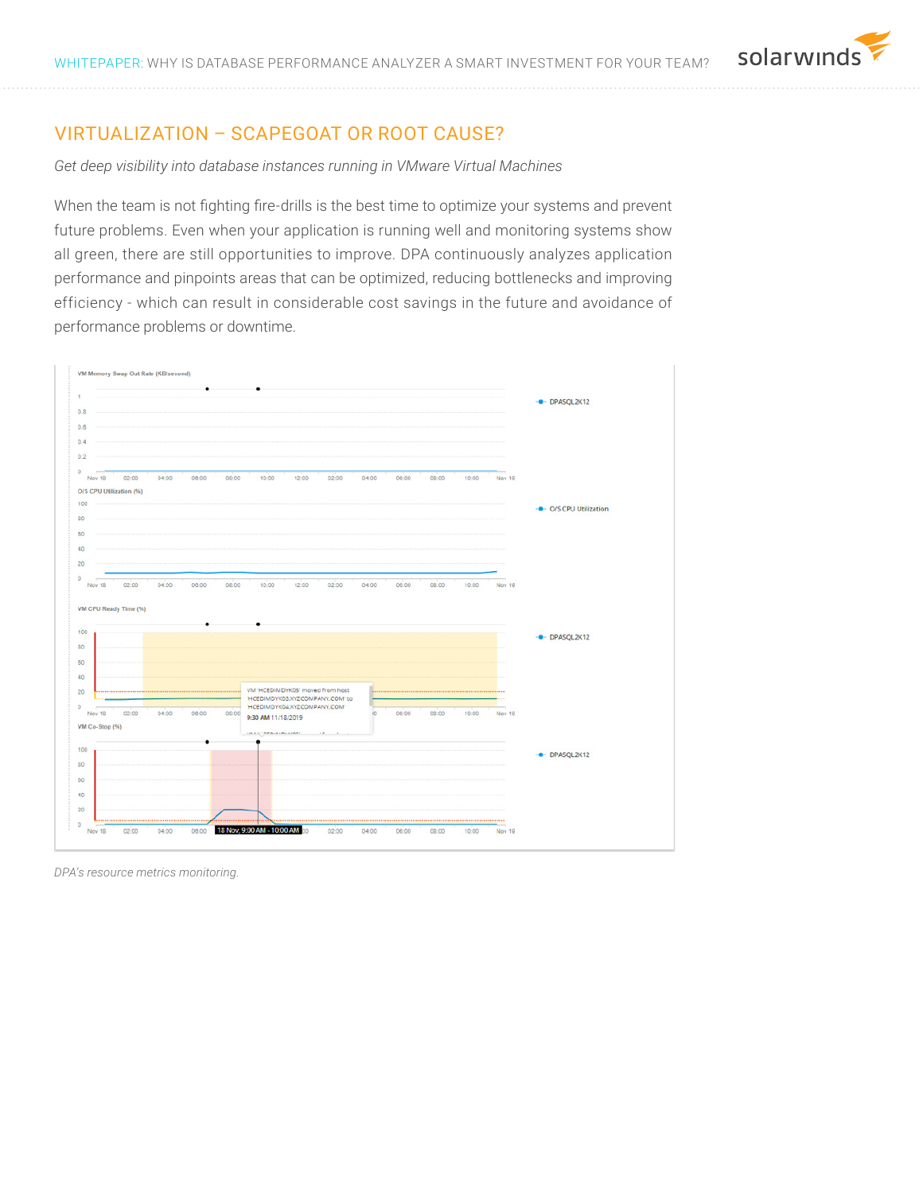## VIRTUALIZATION – SCAPEGOAT OR ROOT CAUSE?

*Get deep visibility into database instances running in VMware Virtual Machines*

When the team is not fighting fire-drills is the best time to optimize your systems and prevent future problems. Even when your application is running well and monitoring systems show all green, there are still opportunities to improve. DPA continuously analyzes application performance and pinpoints areas that can be optimized, reducing bottlenecks and improving efficiency - which can result in considerable cost savings in the future and avoidance of performance problems or downtime.

*DPA's resource metrics monitoring.*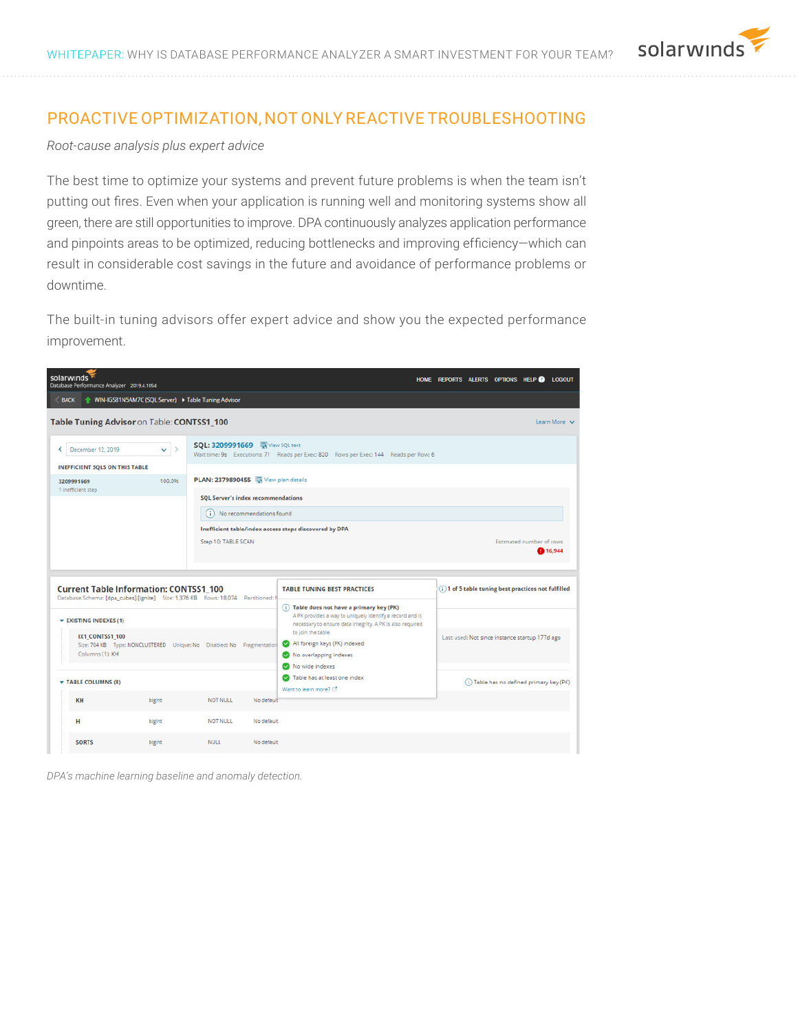## PROACTIVE OPTIMIZATION, NOT ONLY REACTIVE TROUBLESHOOTING

*Root-cause analysis plus expert advice*

The best time to optimize your systems and prevent future problems is when the team isn't putting out fires. Even when your application is running well and monitoring systems show all green, there are still opportunities to improve. DPA continuously analyzes application performance and pinpoints areas to be optimized, reducing bottlenecks and improving efficiency—which can result in considerable cost savings in the future and avoidance of performance problems or downtime.

The built-in tuning advisors offer expert advice and show you the expected performance improvement.

*DPA's machine learning baseline and anomaly detection.*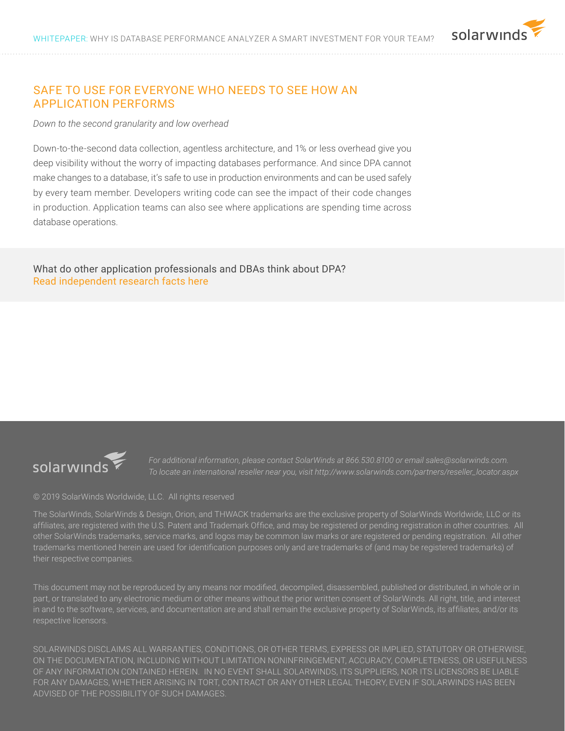## SAFE TO USE FOR EVERYONE WHO NEEDS TO SEE HOW AN APPLICATION PERFORMS

*Down to the second granularity and low overhead*

Down-to-the-second data collection, agentless architecture, and 1% or less overhead give you deep visibility without the worry of impacting databases performance. And since DPA cannot make changes to a database, it's safe to use in production environments and can be used safely by every team member. Developers writing code can see the impact of their code changes in production. Application teams can also see where applications are spending time across database operations.

What do other application professionals and DBAs think about DPA?
Read independent research facts here

*For additional information, please contact SolarWinds at 866.530.8100 or email sales@solarwinds.com. To locate an international reseller near you, visit http://www.solarwinds.com/partners/reseller_locator.aspx*

© 2019 SolarWinds Worldwide, LLC. All rights reserved

The SolarWinds, SolarWinds & Design, Orion, and THWACK trademarks are the exclusive property of SolarWinds Worldwide, LLC or its affiliates, are registered with the U.S. Patent and Trademark Office, and may be registered or pending registration in other countries. All other SolarWinds trademarks, service marks, and logos may be common law marks or are registered or pending registration. All other trademarks mentioned herein are used for identification purposes only and are trademarks of (and may be registered trademarks) of their respective companies.

This document may not be reproduced by any means nor modified, decompiled, disassembled, published or distributed, in whole or in part, or translated to any electronic medium or other means without the prior written consent of SolarWinds. All right, title, and interest in and to the software, services, and documentation are and shall remain the exclusive property of SolarWinds, its affiliates, and/or its respective licensors.

SOLARWINDS DISCLAIMS ALL WARRANTIES, CONDITIONS, OR OTHER TERMS, EXPRESS OR IMPLIED, STATUTORY OR OTHERWISE, ON THE DOCUMENTATION, INCLUDING WITHOUT LIMITATION NONINFRINGEMENT, ACCURACY, COMPLETENESS, OR USEFULNESS OF ANY INFORMATION CONTAINED HEREIN. IN NO EVENT SHALL SOLARWINDS, ITS SUPPLIERS, NOR ITS LICENSORS BE LIABLE FOR ANY DAMAGES, WHETHER ARISING IN TORT, CONTRACT OR ANY OTHER LEGAL THEORY, EVEN IF SOLARWINDS HAS BEEN ADVISED OF THE POSSIBILITY OF SUCH DAMAGES.